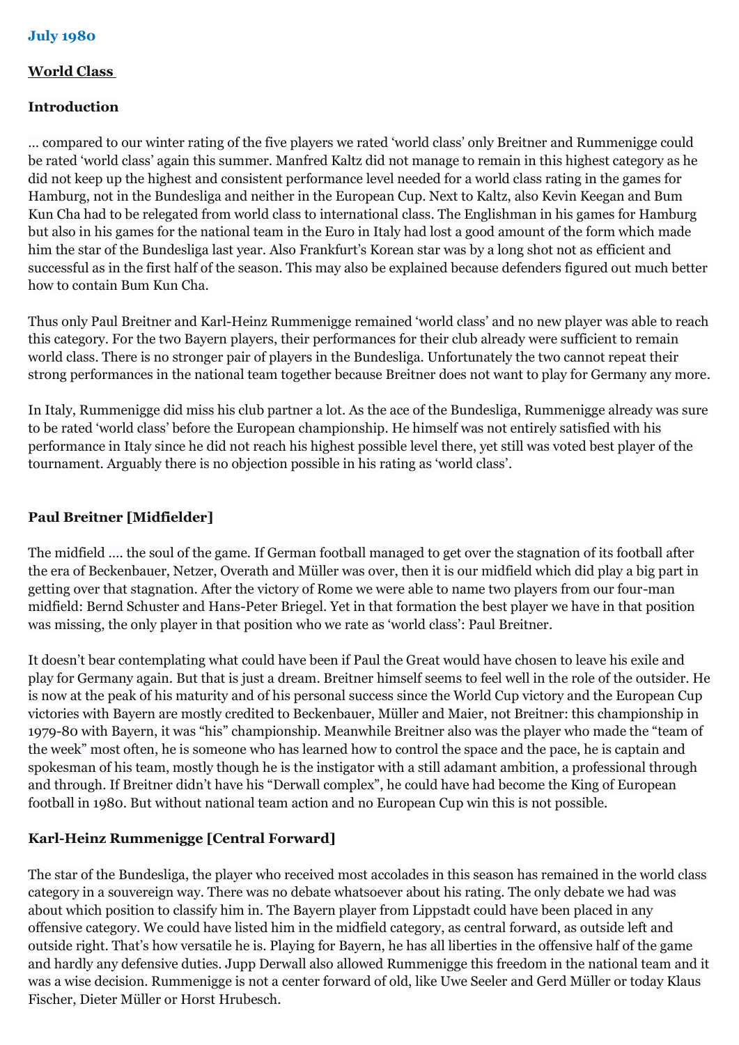## July 1980

### World Class

**Introduction**

… compared to our winter rating of the five players we rated 'world class' only Breitner and Rummenigge could be rated 'world class' again this summer. Manfred Kaltz did not manage to remain in this highest category as he did not keep up the highest and consistent performance level needed for a world class rating in the games for Hamburg, not in the Bundesliga and neither in the European Cup. Next to Kaltz, also Kevin Keegan and Bum Kun Cha had to be relegated from world class to international class. The Englishman in his games for Hamburg but also in his games for the national team in the Euro in Italy had lost a good amount of the form which made him the star of the Bundesliga last year. Also Frankfurt's Korean star was by a long shot not as efficient and successful as in the first half of the season. This may also be explained because defenders figured out much better how to contain Bum Kun Cha.

Thus only Paul Breitner and Karl-Heinz Rummenigge remained 'world class' and no new player was able to reach this category. For the two Bayern players, their performances for their club already were sufficient to remain world class. There is no stronger pair of players in the Bundesliga. Unfortunately the two cannot repeat their strong performances in the national team together because Breitner does not want to play for Germany any more.

In Italy, Rummenigge did miss his club partner a lot. As the ace of the Bundesliga, Rummenigge already was sure to be rated 'world class' before the European championship. He himself was not entirely satisfied with his performance in Italy since he did not reach his highest possible level there, yet still was voted best player of the tournament. Arguably there is no objection possible in his rating as 'world class'.

**Paul Breitner [Midfielder]**

The midfield …. the soul of the game. If German football managed to get over the stagnation of its football after the era of Beckenbauer, Netzer, Overath and Müller was over, then it is our midfield which did play a big part in getting over that stagnation. After the victory of Rome we were able to name two players from our four-man midfield: Bernd Schuster and Hans-Peter Briegel. Yet in that formation the best player we have in that position was missing, the only player in that position who we rate as 'world class': Paul Breitner.

It doesn't bear contemplating what could have been if Paul the Great would have chosen to leave his exile and play for Germany again. But that is just a dream. Breitner himself seems to feel well in the role of the outsider. He is now at the peak of his maturity and of his personal success since the World Cup victory and the European Cup victories with Bayern are mostly credited to Beckenbauer, Müller and Maier, not Breitner: this championship in 1979-80 with Bayern, it was "his" championship. Meanwhile Breitner also was the player who made the "team of the week" most often, he is someone who has learned how to control the space and the pace, he is captain and spokesman of his team, mostly though he is the instigator with a still adamant ambition, a professional through and through. If Breitner didn't have his "Derwall complex", he could have had become the King of European football in 1980. But without national team action and no European Cup win this is not possible.

**Karl-Heinz Rummenigge [Central Forward]**

The star of the Bundesliga, the player who received most accolades in this season has remained in the world class category in a souvereign way. There was no debate whatsoever about his rating. The only debate we had was about which position to classify him in. The Bayern player from Lippstadt could have been placed in any offensive category. We could have listed him in the midfield category, as central forward, as outside left and outside right. That's how versatile he is. Playing for Bayern, he has all liberties in the offensive half of the game and hardly any defensive duties. Jupp Derwall also allowed Rummenigge this freedom in the national team and it was a wise decision. Rummenigge is not a center forward of old, like Uwe Seeler and Gerd Müller or today Klaus Fischer, Dieter Müller or Horst Hrubesch.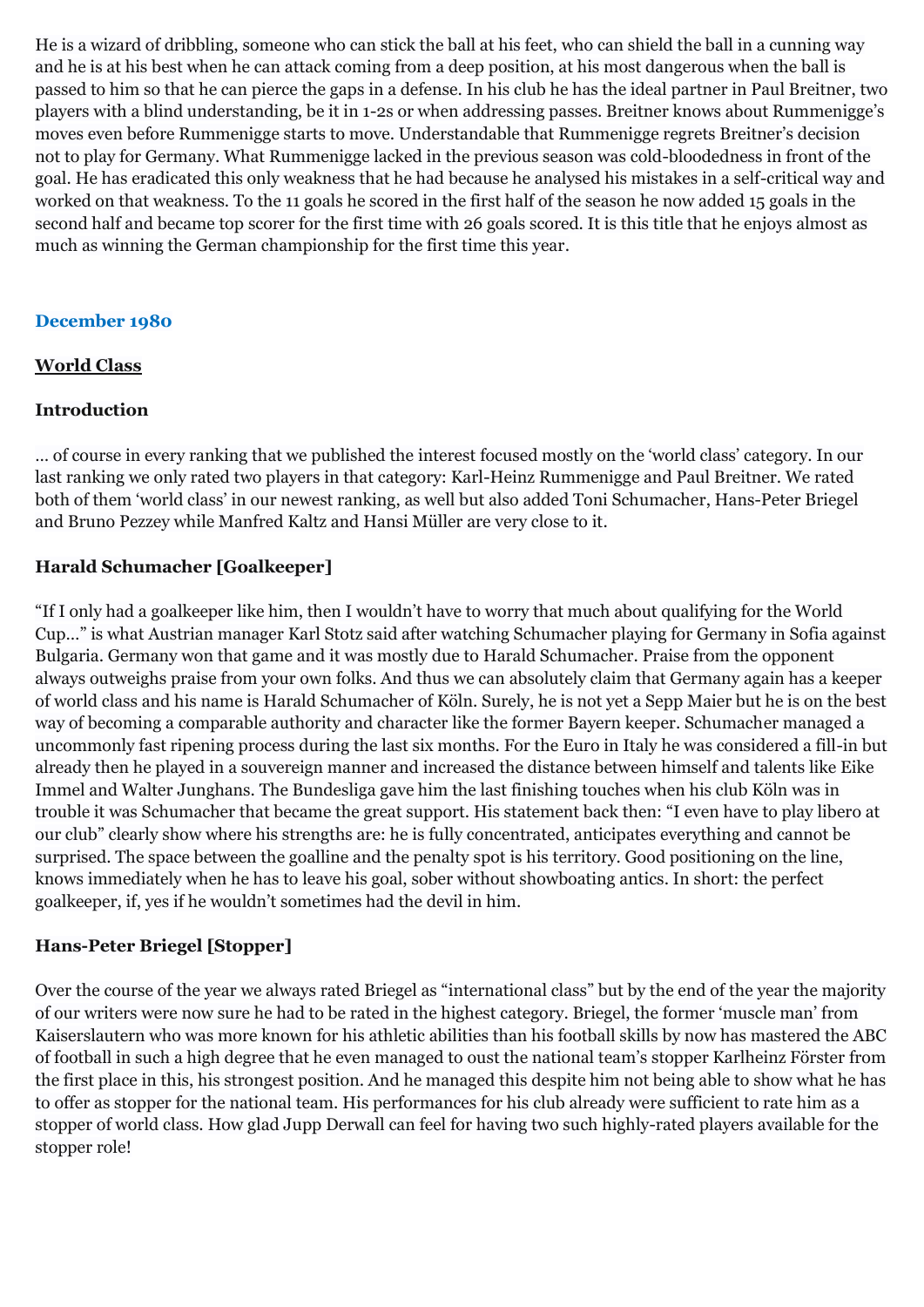He is a wizard of dribbling, someone who can stick the ball at his feet, who can shield the ball in a cunning way and he is at his best when he can attack coming from a deep position, at his most dangerous when the ball is passed to him so that he can pierce the gaps in a defense. In his club he has the ideal partner in Paul Breitner, two players with a blind understanding, be it in 1-2s or when addressing passes. Breitner knows about Rummenigge's moves even before Rummenigge starts to move. Understandable that Rummenigge regrets Breitner's decision not to play for Germany. What Rummenigge lacked in the previous season was cold-bloodedness in front of the goal. He has eradicated this only weakness that he had because he analysed his mistakes in a self-critical way and worked on that weakness. To the 11 goals he scored in the first half of the season he now added 15 goals in the second half and became top scorer for the first time with 26 goals scored. It is this title that he enjoys almost as much as winning the German championship for the first time this year.

## December 1980

### World Class

### Introduction

… of course in every ranking that we published the interest focused mostly on the 'world class' category. In our last ranking we only rated two players in that category: Karl-Heinz Rummenigge and Paul Breitner. We rated both of them 'world class' in our newest ranking, as well but also added Toni Schumacher, Hans-Peter Briegel and Bruno Pezzey while Manfred Kaltz and Hansi Müller are very close to it.

### Harald Schumacher [Goalkeeper]

"If I only had a goalkeeper like him, then I wouldn't have to worry that much about qualifying for the World Cup…" is what Austrian manager Karl Stotz said after watching Schumacher playing for Germany in Sofia against Bulgaria. Germany won that game and it was mostly due to Harald Schumacher. Praise from the opponent always outweighs praise from your own folks. And thus we can absolutely claim that Germany again has a keeper of world class and his name is Harald Schumacher of Köln. Surely, he is not yet a Sepp Maier but he is on the best way of becoming a comparable authority and character like the former Bayern keeper. Schumacher managed a uncommonly fast ripening process during the last six months. For the Euro in Italy he was considered a fill-in but already then he played in a souvereign manner and increased the distance between himself and talents like Eike Immel and Walter Junghans. The Bundesliga gave him the last finishing touches when his club Köln was in trouble it was Schumacher that became the great support. His statement back then: "I even have to play libero at our club" clearly show where his strengths are: he is fully concentrated, anticipates everything and cannot be surprised. The space between the goalline and the penalty spot is his territory. Good positioning on the line, knows immediately when he has to leave his goal, sober without showboating antics. In short: the perfect goalkeeper, if, yes if he wouldn't sometimes had the devil in him.

### Hans-Peter Briegel [Stopper]

Over the course of the year we always rated Briegel as "international class" but by the end of the year the majority of our writers were now sure he had to be rated in the highest category. Briegel, the former 'muscle man' from Kaiserslautern who was more known for his athletic abilities than his football skills by now has mastered the ABC of football in such a high degree that he even managed to oust the national team's stopper Karlheinz Förster from the first place in this, his strongest position. And he managed this despite him not being able to show what he has to offer as stopper for the national team. His performances for his club already were sufficient to rate him as a stopper of world class. How glad Jupp Derwall can feel for having two such highly-rated players available for the stopper role!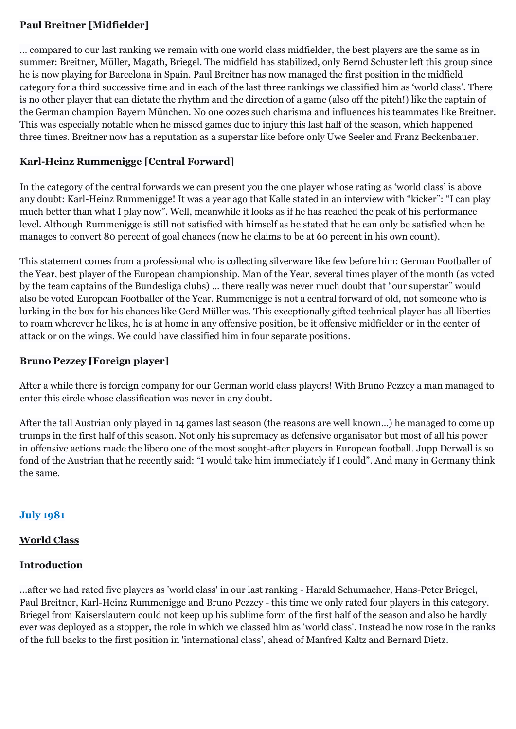**Paul Breitner [Midfielder]**

… compared to our last ranking we remain with one world class midfielder, the best players are the same as in summer: Breitner, Müller, Magath, Briegel. The midfield has stabilized, only Bernd Schuster left this group since he is now playing for Barcelona in Spain. Paul Breitner has now managed the first position in the midfield category for a third successive time and in each of the last three rankings we classified him as 'world class'. There is no other player that can dictate the rhythm and the direction of a game (also off the pitch!) like the captain of the German champion Bayern München. No one oozes such charisma and influences his teammates like Breitner. This was especially notable when he missed games due to injury this last half of the season, which happened three times. Breitner now has a reputation as a superstar like before only Uwe Seeler and Franz Beckenbauer.

**Karl-Heinz Rummenigge [Central Forward]**

In the category of the central forwards we can present you the one player whose rating as 'world class' is above any doubt: Karl-Heinz Rummenigge! It was a year ago that Kalle stated in an interview with "kicker": "I can play much better than what I play now". Well, meanwhile it looks as if he has reached the peak of his performance level. Although Rummenigge is still not satisfied with himself as he stated that he can only be satisfied when he manages to convert 80 percent of goal chances (now he claims to be at 60 percent in his own count).

This statement comes from a professional who is collecting silverware like few before him: German Footballer of the Year, best player of the European championship, Man of the Year, several times player of the month (as voted by the team captains of the Bundesliga clubs) … there really was never much doubt that "our superstar" would also be voted European Footballer of the Year. Rummenigge is not a central forward of old, not someone who is lurking in the box for his chances like Gerd Müller was. This exceptionally gifted technical player has all liberties to roam wherever he likes, he is at home in any offensive position, be it offensive midfielder or in the center of attack or on the wings. We could have classified him in four separate positions.

**Bruno Pezzey [Foreign player]**

After a while there is foreign company for our German world class players! With Bruno Pezzey a man managed to enter this circle whose classification was never in any doubt.

After the tall Austrian only played in 14 games last season (the reasons are well known…) he managed to come up trumps in the first half of this season. Not only his supremacy as defensive organisator but most of all his power in offensive actions made the libero one of the most sought-after players in European football. Jupp Derwall is so fond of the Austrian that he recently said: "I would take him immediately if I could". And many in Germany think the same.

## July 1981

**World Class**

**Introduction**

…after we had rated five players as 'world class' in our last ranking - Harald Schumacher, Hans-Peter Briegel, Paul Breitner, Karl-Heinz Rummenigge and Bruno Pezzey - this time we only rated four players in this category. Briegel from Kaiserslautern could not keep up his sublime form of the first half of the season and also he hardly ever was deployed as a stopper, the role in which we classed him as 'world class'. Instead he now rose in the ranks of the full backs to the first position in 'international class', ahead of Manfred Kaltz and Bernard Dietz.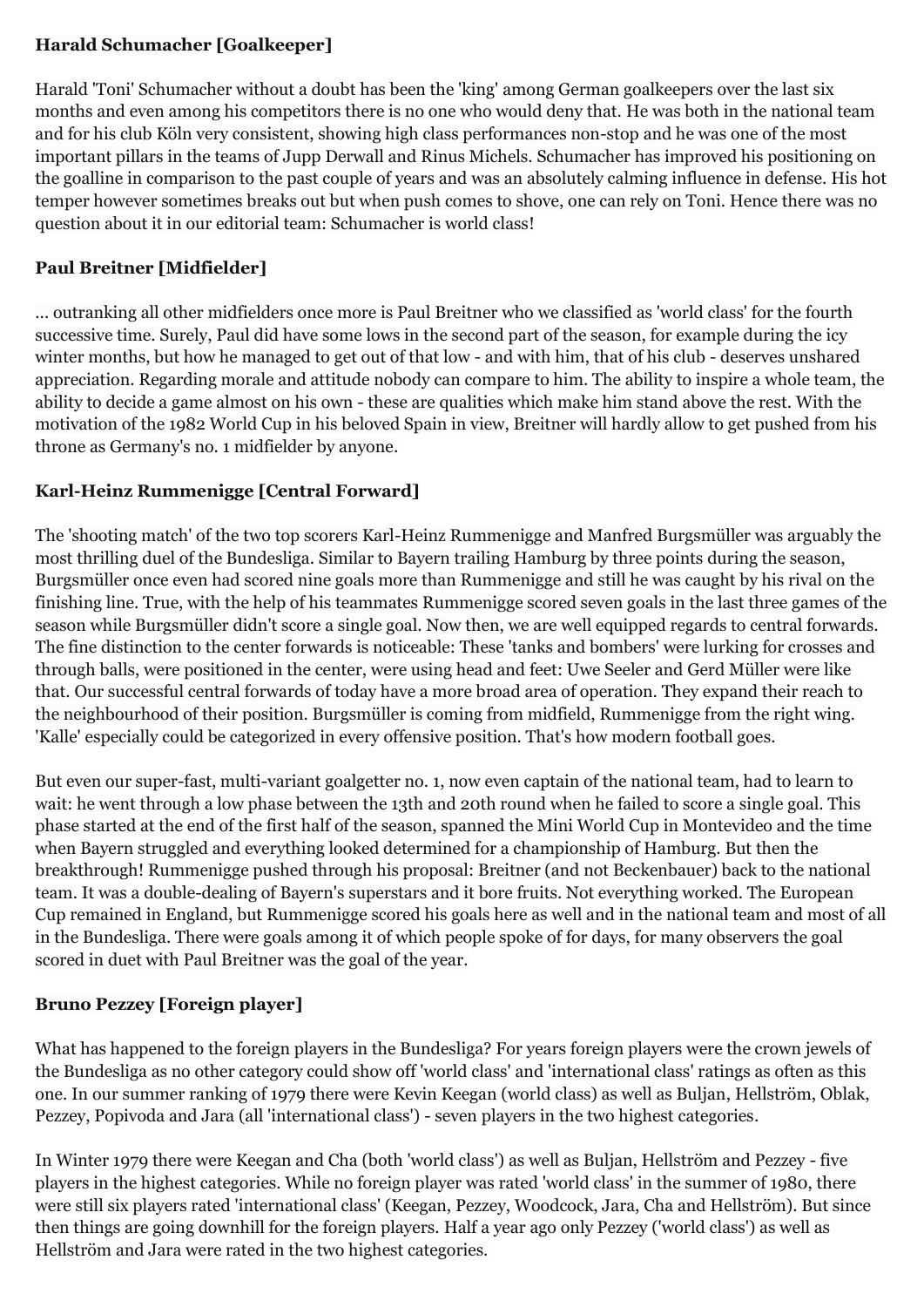**Harald Schumacher [Goalkeeper]**

Harald 'Toni' Schumacher without a doubt has been the 'king' among German goalkeepers over the last six months and even among his competitors there is no one who would deny that. He was both in the national team and for his club Köln very consistent, showing high class performances non-stop and he was one of the most important pillars in the teams of Jupp Derwall and Rinus Michels. Schumacher has improved his positioning on the goalline in comparison to the past couple of years and was an absolutely calming influence in defense. His hot temper however sometimes breaks out but when push comes to shove, one can rely on Toni. Hence there was no question about it in our editorial team: Schumacher is world class!

**Paul Breitner [Midfielder]**

... outranking all other midfielders once more is Paul Breitner who we classified as 'world class' for the fourth successive time. Surely, Paul did have some lows in the second part of the season, for example during the icy winter months, but how he managed to get out of that low - and with him, that of his club - deserves unshared appreciation. Regarding morale and attitude nobody can compare to him. The ability to inspire a whole team, the ability to decide a game almost on his own - these are qualities which make him stand above the rest. With the motivation of the 1982 World Cup in his beloved Spain in view, Breitner will hardly allow to get pushed from his throne as Germany's no. 1 midfielder by anyone.

**Karl-Heinz Rummenigge [Central Forward]**

The 'shooting match' of the two top scorers Karl-Heinz Rummenigge and Manfred Burgsmüller was arguably the most thrilling duel of the Bundesliga. Similar to Bayern trailing Hamburg by three points during the season, Burgsmüller once even had scored nine goals more than Rummenigge and still he was caught by his rival on the finishing line. True, with the help of his teammates Rummenigge scored seven goals in the last three games of the season while Burgsmüller didn't score a single goal. Now then, we are well equipped regards to central forwards. The fine distinction to the center forwards is noticeable: These 'tanks and bombers' were lurking for crosses and through balls, were positioned in the center, were using head and feet: Uwe Seeler and Gerd Müller were like that. Our successful central forwards of today have a more broad area of operation. They expand their reach to the neighbourhood of their position. Burgsmüller is coming from midfield, Rummenigge from the right wing. 'Kalle' especially could be categorized in every offensive position. That's how modern football goes.

But even our super-fast, multi-variant goalgetter no. 1, now even captain of the national team, had to learn to wait: he went through a low phase between the 13th and 20th round when he failed to score a single goal. This phase started at the end of the first half of the season, spanned the Mini World Cup in Montevideo and the time when Bayern struggled and everything looked determined for a championship of Hamburg. But then the breakthrough! Rummenigge pushed through his proposal: Breitner (and not Beckenbauer) back to the national team. It was a double-dealing of Bayern's superstars and it bore fruits. Not everything worked. The European Cup remained in England, but Rummenigge scored his goals here as well and in the national team and most of all in the Bundesliga. There were goals among it of which people spoke of for days, for many observers the goal scored in duet with Paul Breitner was the goal of the year.

**Bruno Pezzey [Foreign player]**

What has happened to the foreign players in the Bundesliga? For years foreign players were the crown jewels of the Bundesliga as no other category could show off 'world class' and 'international class' ratings as often as this one. In our summer ranking of 1979 there were Kevin Keegan (world class) as well as Buljan, Hellström, Oblak, Pezzey, Popivoda and Jara (all 'international class') - seven players in the two highest categories.

In Winter 1979 there were Keegan and Cha (both 'world class') as well as Buljan, Hellström and Pezzey - five players in the highest categories. While no foreign player was rated 'world class' in the summer of 1980, there were still six players rated 'international class' (Keegan, Pezzey, Woodcock, Jara, Cha and Hellström). But since then things are going downhill for the foreign players. Half a year ago only Pezzey ('world class') as well as Hellström and Jara were rated in the two highest categories.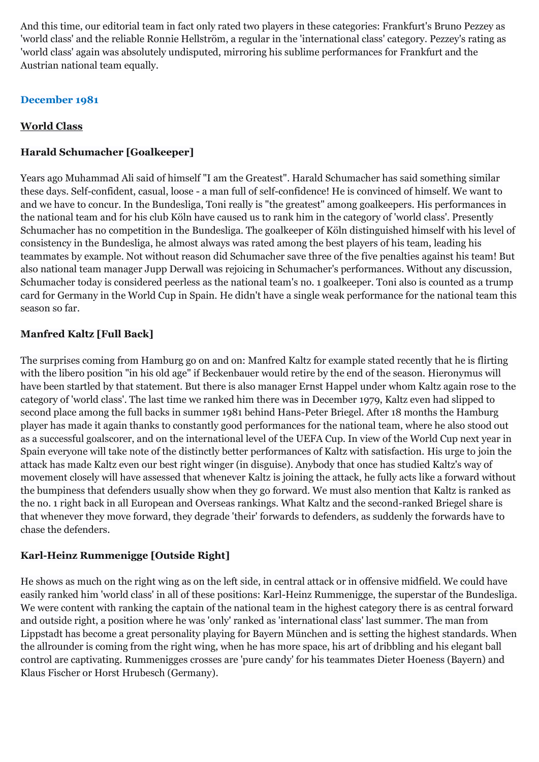And this time, our editorial team in fact only rated two players in these categories: Frankfurt's Bruno Pezzey as 'world class' and the reliable Ronnie Hellström, a regular in the 'international class' category. Pezzey's rating as 'world class' again was absolutely undisputed, mirroring his sublime performances for Frankfurt and the Austrian national team equally.

## December 1981

### World Class

#### Harald Schumacher [Goalkeeper]

Years ago Muhammad Ali said of himself "I am the Greatest". Harald Schumacher has said something similar these days. Self-confident, casual, loose - a man full of self-confidence! He is convinced of himself. We want to and we have to concur. In the Bundesliga, Toni really is "the greatest" among goalkeepers. His performances in the national team and for his club Köln have caused us to rank him in the category of 'world class'. Presently Schumacher has no competition in the Bundesliga. The goalkeeper of Köln distinguished himself with his level of consistency in the Bundesliga, he almost always was rated among the best players of his team, leading his teammates by example. Not without reason did Schumacher save three of the five penalties against his team! But also national team manager Jupp Derwall was rejoicing in Schumacher's performances. Without any discussion, Schumacher today is considered peerless as the national team's no. 1 goalkeeper. Toni also is counted as a trump card for Germany in the World Cup in Spain. He didn't have a single weak performance for the national team this season so far.

#### Manfred Kaltz [Full Back]

The surprises coming from Hamburg go on and on: Manfred Kaltz for example stated recently that he is flirting with the libero position "in his old age" if Beckenbauer would retire by the end of the season. Hieronymus will have been startled by that statement. But there is also manager Ernst Happel under whom Kaltz again rose to the category of 'world class'. The last time we ranked him there was in December 1979, Kaltz even had slipped to second place among the full backs in summer 1981 behind Hans-Peter Briegel. After 18 months the Hamburg player has made it again thanks to constantly good performances for the national team, where he also stood out as a successful goalscorer, and on the international level of the UEFA Cup. In view of the World Cup next year in Spain everyone will take note of the distinctly better performances of Kaltz with satisfaction. His urge to join the attack has made Kaltz even our best right winger (in disguise). Anybody that once has studied Kaltz's way of movement closely will have assessed that whenever Kaltz is joining the attack, he fully acts like a forward without the bumpiness that defenders usually show when they go forward. We must also mention that Kaltz is ranked as the no. 1 right back in all European and Overseas rankings. What Kaltz and the second-ranked Briegel share is that whenever they move forward, they degrade 'their' forwards to defenders, as suddenly the forwards have to chase the defenders.

#### Karl-Heinz Rummenigge [Outside Right]

He shows as much on the right wing as on the left side, in central attack or in offensive midfield. We could have easily ranked him 'world class' in all of these positions: Karl-Heinz Rummenigge, the superstar of the Bundesliga. We were content with ranking the captain of the national team in the highest category there is as central forward and outside right, a position where he was 'only' ranked as 'international class' last summer. The man from Lippstadt has become a great personality playing for Bayern München and is setting the highest standards. When the allrounder is coming from the right wing, when he has more space, his art of dribbling and his elegant ball control are captivating. Rummenigges crosses are 'pure candy' for his teammates Dieter Hoeness (Bayern) and Klaus Fischer or Horst Hrubesch (Germany).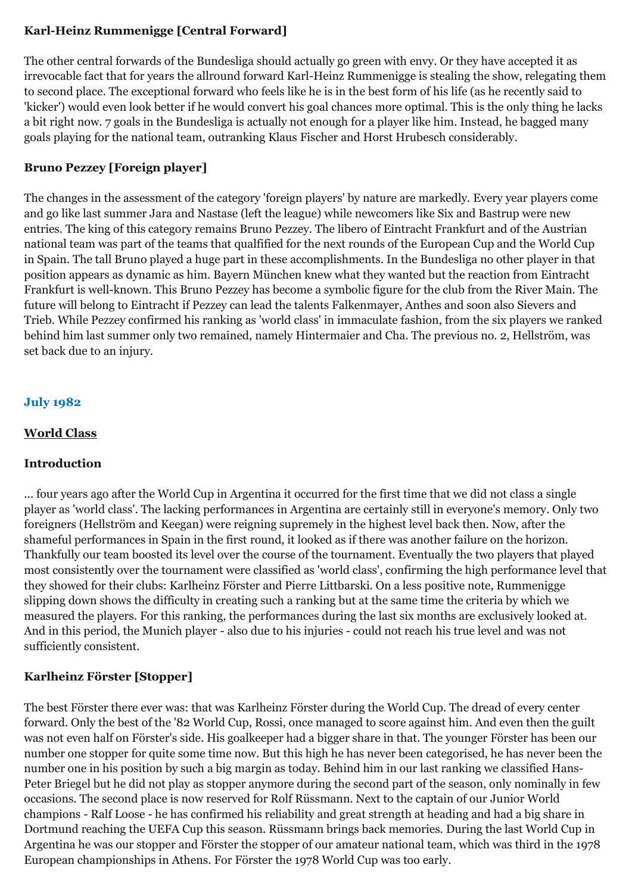**Karl-Heinz Rummenigge [Central Forward]**

The other central forwards of the Bundesliga should actually go green with envy. Or they have accepted it as irrevocable fact that for years the allround forward Karl-Heinz Rummenigge is stealing the show, relegating them to second place. The exceptional forward who feels like he is in the best form of his life (as he recently said to 'kicker') would even look better if he would convert his goal chances more optimal. This is the only thing he lacks a bit right now. 7 goals in the Bundesliga is actually not enough for a player like him. Instead, he bagged many goals playing for the national team, outranking Klaus Fischer and Horst Hrubesch considerably.

**Bruno Pezzey [Foreign player]**

The changes in the assessment of the category 'foreign players' by nature are markedly. Every year players come and go like last summer Jara and Nastase (left the league) while newcomers like Six and Bastrup were new entries. The king of this category remains Bruno Pezzey. The libero of Eintracht Frankfurt and of the Austrian national team was part of the teams that qualfified for the next rounds of the European Cup and the World Cup in Spain. The tall Bruno played a huge part in these accomplishments. In the Bundesliga no other player in that position appears as dynamic as him. Bayern München knew what they wanted but the reaction from Eintracht Frankfurt is well-known. This Bruno Pezzey has become a symbolic figure for the club from the River Main. The future will belong to Eintracht if Pezzey can lead the talents Falkenmayer, Anthes and soon also Sievers and Trieb. While Pezzey confirmed his ranking as 'world class' in immaculate fashion, from the six players we ranked behind him last summer only two remained, namely Hintermaier and Cha. The previous no. 2, Hellström, was set back due to an injury.

## July 1982

**World Class**

**Introduction**

... four years ago after the World Cup in Argentina it occurred for the first time that we did not class a single player as 'world class'. The lacking performances in Argentina are certainly still in everyone's memory. Only two foreigners (Hellström and Keegan) were reigning supremely in the highest level back then. Now, after the shameful performances in Spain in the first round, it looked as if there was another failure on the horizon. Thankfully our team boosted its level over the course of the tournament. Eventually the two players that played most consistently over the tournament were classified as 'world class', confirming the high performance level that they showed for their clubs: Karlheinz Förster and Pierre Littbarski. On a less positive note, Rummenigge slipping down shows the difficulty in creating such a ranking but at the same time the criteria by which we measured the players. For this ranking, the performances during the last six months are exclusively looked at. And in this period, the Munich player - also due to his injuries - could not reach his true level and was not sufficiently consistent.

**Karlheinz Förster [Stopper]**

The best Förster there ever was: that was Karlheinz Förster during the World Cup. The dread of every center forward. Only the best of the '82 World Cup, Rossi, once managed to score against him. And even then the guilt was not even half on Förster's side. His goalkeeper had a bigger share in that. The younger Förster has been our number one stopper for quite some time now. But this high he has never been categorised, he has never been the number one in his position by such a big margin as today. Behind him in our last ranking we classified Hans-Peter Briegel but he did not play as stopper anymore during the second part of the season, only nominally in few occasions. The second place is now reserved for Rolf Rüssmann. Next to the captain of our Junior World champions - Ralf Loose - he has confirmed his reliability and great strength at heading and had a big share in Dortmund reaching the UEFA Cup this season. Rüssmann brings back memories. During the last World Cup in Argentina he was our stopper and Förster the stopper of our amateur national team, which was third in the 1978 European championships in Athens. For Förster the 1978 World Cup was too early.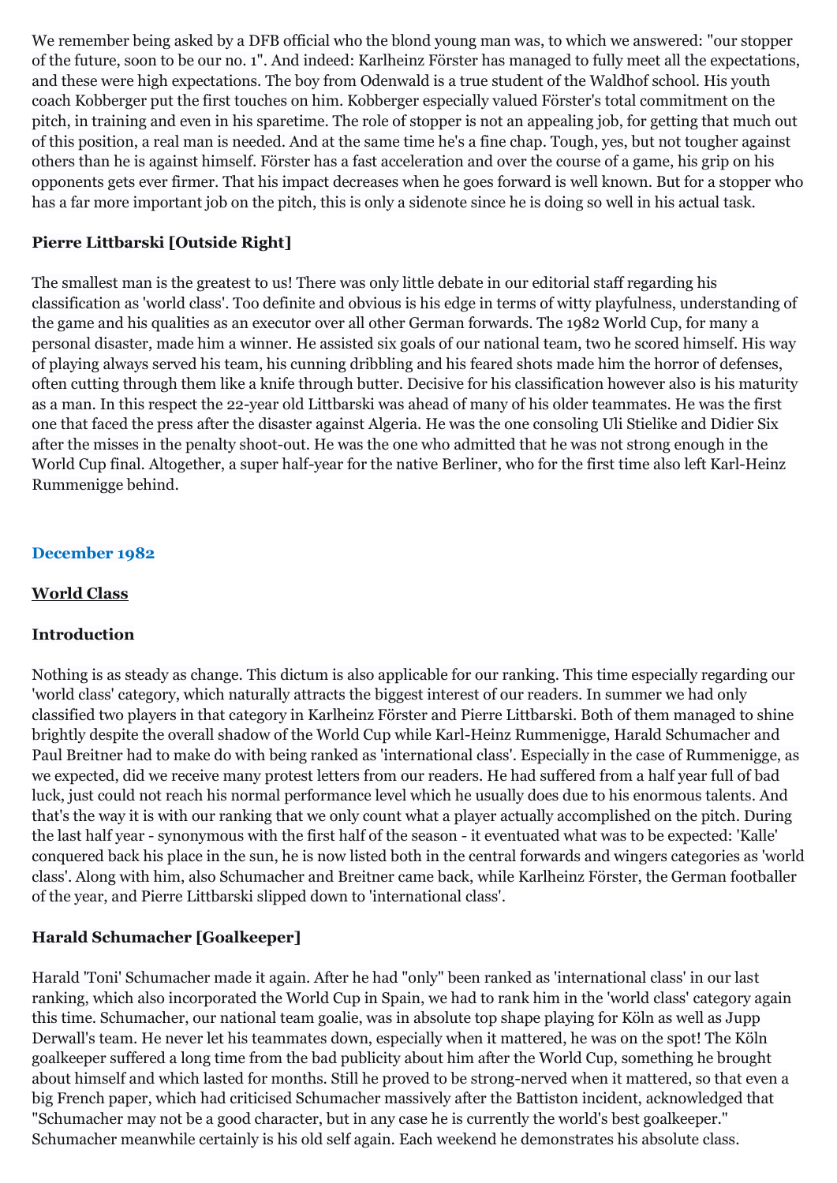We remember being asked by a DFB official who the blond young man was, to which we answered: "our stopper of the future, soon to be our no. 1". And indeed: Karlheinz Förster has managed to fully meet all the expectations, and these were high expectations. The boy from Odenwald is a true student of the Waldhof school. His youth coach Kobberger put the first touches on him. Kobberger especially valued Förster's total commitment on the pitch, in training and even in his sparetime. The role of stopper is not an appealing job, for getting that much out of this position, a real man is needed. And at the same time he's a fine chap. Tough, yes, but not tougher against others than he is against himself. Förster has a fast acceleration and over the course of a game, his grip on his opponents gets ever firmer. That his impact decreases when he goes forward is well known. But for a stopper who has a far more important job on the pitch, this is only a sidenote since he is doing so well in his actual task.

### Pierre Littbarski [Outside Right]

The smallest man is the greatest to us! There was only little debate in our editorial staff regarding his classification as 'world class'. Too definite and obvious is his edge in terms of witty playfulness, understanding of the game and his qualities as an executor over all other German forwards. The 1982 World Cup, for many a personal disaster, made him a winner. He assisted six goals of our national team, two he scored himself. His way of playing always served his team, his cunning dribbling and his feared shots made him the horror of defenses, often cutting through them like a knife through butter. Decisive for his classification however also is his maturity as a man. In this respect the 22-year old Littbarski was ahead of many of his older teammates. He was the first one that faced the press after the disaster against Algeria. He was the one consoling Uli Stielike and Didier Six after the misses in the penalty shoot-out. He was the one who admitted that he was not strong enough in the World Cup final. Altogether, a super half-year for the native Berliner, who for the first time also left Karl-Heinz Rummenigge behind.

## December 1982

### World Class

### Introduction

Nothing is as steady as change. This dictum is also applicable for our ranking. This time especially regarding our 'world class' category, which naturally attracts the biggest interest of our readers. In summer we had only classified two players in that category in Karlheinz Förster and Pierre Littbarski. Both of them managed to shine brightly despite the overall shadow of the World Cup while Karl-Heinz Rummenigge, Harald Schumacher and Paul Breitner had to make do with being ranked as 'international class'. Especially in the case of Rummenigge, as we expected, did we receive many protest letters from our readers. He had suffered from a half year full of bad luck, just could not reach his normal performance level which he usually does due to his enormous talents. And that's the way it is with our ranking that we only count what a player actually accomplished on the pitch. During the last half year - synonymous with the first half of the season - it eventuated what was to be expected: 'Kalle' conquered back his place in the sun, he is now listed both in the central forwards and wingers categories as 'world class'. Along with him, also Schumacher and Breitner came back, while Karlheinz Förster, the German footballer of the year, and Pierre Littbarski slipped down to 'international class'.

### Harald Schumacher [Goalkeeper]

Harald 'Toni' Schumacher made it again. After he had "only" been ranked as 'international class' in our last ranking, which also incorporated the World Cup in Spain, we had to rank him in the 'world class' category again this time. Schumacher, our national team goalie, was in absolute top shape playing for Köln as well as Jupp Derwall's team. He never let his teammates down, especially when it mattered, he was on the spot! The Köln goalkeeper suffered a long time from the bad publicity about him after the World Cup, something he brought about himself and which lasted for months. Still he proved to be strong-nerved when it mattered, so that even a big French paper, which had criticised Schumacher massively after the Battiston incident, acknowledged that "Schumacher may not be a good character, but in any case he is currently the world's best goalkeeper." Schumacher meanwhile certainly is his old self again. Each weekend he demonstrates his absolute class.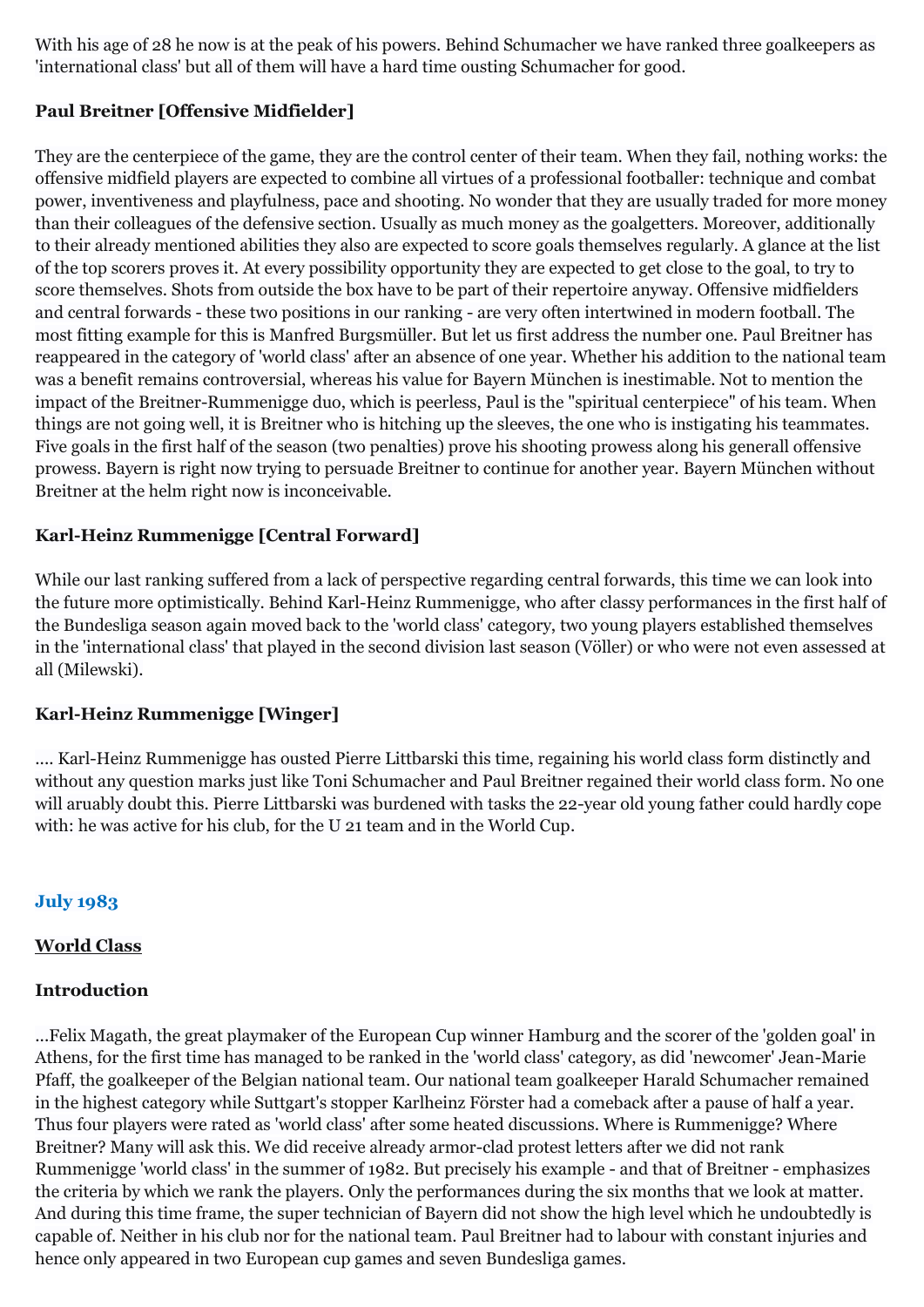With his age of 28 he now is at the peak of his powers. Behind Schumacher we have ranked three goalkeepers as 'international class' but all of them will have a hard time ousting Schumacher for good.

### Paul Breitner [Offensive Midfielder]

They are the centerpiece of the game, they are the control center of their team. When they fail, nothing works: the offensive midfield players are expected to combine all virtues of a professional footballer: technique and combat power, inventiveness and playfulness, pace and shooting. No wonder that they are usually traded for more money than their colleagues of the defensive section. Usually as much money as the goalgetters. Moreover, additionally to their already mentioned abilities they also are expected to score goals themselves regularly. A glance at the list of the top scorers proves it. At every possibility opportunity they are expected to get close to the goal, to try to score themselves. Shots from outside the box have to be part of their repertoire anyway. Offensive midfielders and central forwards - these two positions in our ranking - are very often intertwined in modern football. The most fitting example for this is Manfred Burgsmüller. But let us first address the number one. Paul Breitner has reappeared in the category of 'world class' after an absence of one year. Whether his addition to the national team was a benefit remains controversial, whereas his value for Bayern München is inestimable. Not to mention the impact of the Breitner-Rummenigge duo, which is peerless, Paul is the "spiritual centerpiece" of his team. When things are not going well, it is Breitner who is hitching up the sleeves, the one who is instigating his teammates. Five goals in the first half of the season (two penalties) prove his shooting prowess along his generall offensive prowess. Bayern is right now trying to persuade Breitner to continue for another year. Bayern München without Breitner at the helm right now is inconceivable.

### Karl-Heinz Rummenigge [Central Forward]

While our last ranking suffered from a lack of perspective regarding central forwards, this time we can look into the future more optimistically. Behind Karl-Heinz Rummenigge, who after classy performances in the first half of the Bundesliga season again moved back to the 'world class' category, two young players established themselves in the 'international class' that played in the second division last season (Völler) or who were not even assessed at all (Milewski).

### Karl-Heinz Rummenigge [Winger]

.... Karl-Heinz Rummenigge has ousted Pierre Littbarski this time, regaining his world class form distinctly and without any question marks just like Toni Schumacher and Paul Breitner regained their world class form. No one will aruably doubt this. Pierre Littbarski was burdened with tasks the 22-year old young father could hardly cope with: he was active for his club, for the U 21 team and in the World Cup.

## July 1983

### World Class

### Introduction

...Felix Magath, the great playmaker of the European Cup winner Hamburg and the scorer of the 'golden goal' in Athens, for the first time has managed to be ranked in the 'world class' category, as did 'newcomer' Jean-Marie Pfaff, the goalkeeper of the Belgian national team. Our national team goalkeeper Harald Schumacher remained in the highest category while Suttgart's stopper Karlheinz Förster had a comeback after a pause of half a year. Thus four players were rated as 'world class' after some heated discussions. Where is Rummenigge? Where Breitner? Many will ask this. We did receive already armor-clad protest letters after we did not rank Rummenigge 'world class' in the summer of 1982. But precisely his example - and that of Breitner - emphasizes the criteria by which we rank the players. Only the performances during the six months that we look at matter. And during this time frame, the super technician of Bayern did not show the high level which he undoubtedly is capable of. Neither in his club nor for the national team. Paul Breitner had to labour with constant injuries and hence only appeared in two European cup games and seven Bundesliga games.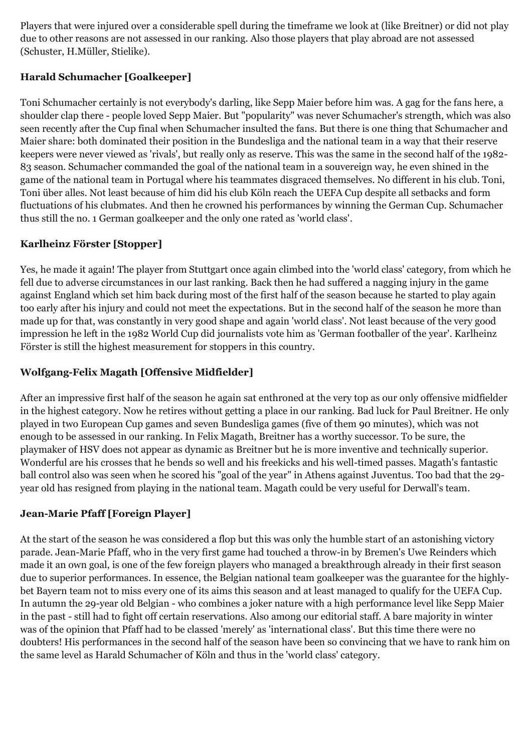Players that were injured over a considerable spell during the timeframe we look at (like Breitner) or did not play due to other reasons are not assessed in our ranking. Also those players that play abroad are not assessed (Schuster, H.Müller, Stielike).

### Harald Schumacher [Goalkeeper]

Toni Schumacher certainly is not everybody's darling, like Sepp Maier before him was. A gag for the fans here, a shoulder clap there - people loved Sepp Maier. But "popularity" was never Schumacher's strength, which was also seen recently after the Cup final when Schumacher insulted the fans. But there is one thing that Schumacher and Maier share: both dominated their position in the Bundesliga and the national team in a way that their reserve keepers were never viewed as 'rivals', but really only as reserve. This was the same in the second half of the 1982-83 season. Schumacher commanded the goal of the national team in a souvereign way, he even shined in the game of the national team in Portugal where his teammates disgraced themselves. No different in his club. Toni, Toni über alles. Not least because of him did his club Köln reach the UEFA Cup despite all setbacks and form fluctuations of his clubmates. And then he crowned his performances by winning the German Cup. Schumacher thus still the no. 1 German goalkeeper and the only one rated as 'world class'.

### Karlheinz Förster [Stopper]

Yes, he made it again! The player from Stuttgart once again climbed into the 'world class' category, from which he fell due to adverse circumstances in our last ranking. Back then he had suffered a nagging injury in the game against England which set him back during most of the first half of the season because he started to play again too early after his injury and could not meet the expectations. But in the second half of the season he more than made up for that, was constantly in very good shape and again 'world class'. Not least because of the very good impression he left in the 1982 World Cup did journalists vote him as 'German footballer of the year'. Karlheinz Förster is still the highest measurement for stoppers in this country.

### Wolfgang-Felix Magath [Offensive Midfielder]

After an impressive first half of the season he again sat enthroned at the very top as our only offensive midfielder in the highest category. Now he retires without getting a place in our ranking. Bad luck for Paul Breitner. He only played in two European Cup games and seven Bundesliga games (five of them 90 minutes), which was not enough to be assessed in our ranking. In Felix Magath, Breitner has a worthy successor. To be sure, the playmaker of HSV does not appear as dynamic as Breitner but he is more inventive and technically superior. Wonderful are his crosses that he bends so well and his freekicks and his well-timed passes. Magath's fantastic ball control also was seen when he scored his "goal of the year" in Athens against Juventus. Too bad that the 29-year old has resigned from playing in the national team. Magath could be very useful for Derwall's team.

### Jean-Marie Pfaff [Foreign Player]

At the start of the season he was considered a flop but this was only the humble start of an astonishing victory parade. Jean-Marie Pfaff, who in the very first game had touched a throw-in by Bremen's Uwe Reinders which made it an own goal, is one of the few foreign players who managed a breakthrough already in their first season due to superior performances. In essence, the Belgian national team goalkeeper was the guarantee for the highly-bet Bayern team not to miss every one of its aims this season and at least managed to qualify for the UEFA Cup. In autumn the 29-year old Belgian - who combines a joker nature with a high performance level like Sepp Maier in the past - still had to fight off certain reservations. Also among our editorial staff. A bare majority in winter was of the opinion that Pfaff had to be classed 'merely' as 'international class'. But this time there were no doubters! His performances in the second half of the season have been so convincing that we have to rank him on the same level as Harald Schumacher of Köln and thus in the 'world class' category.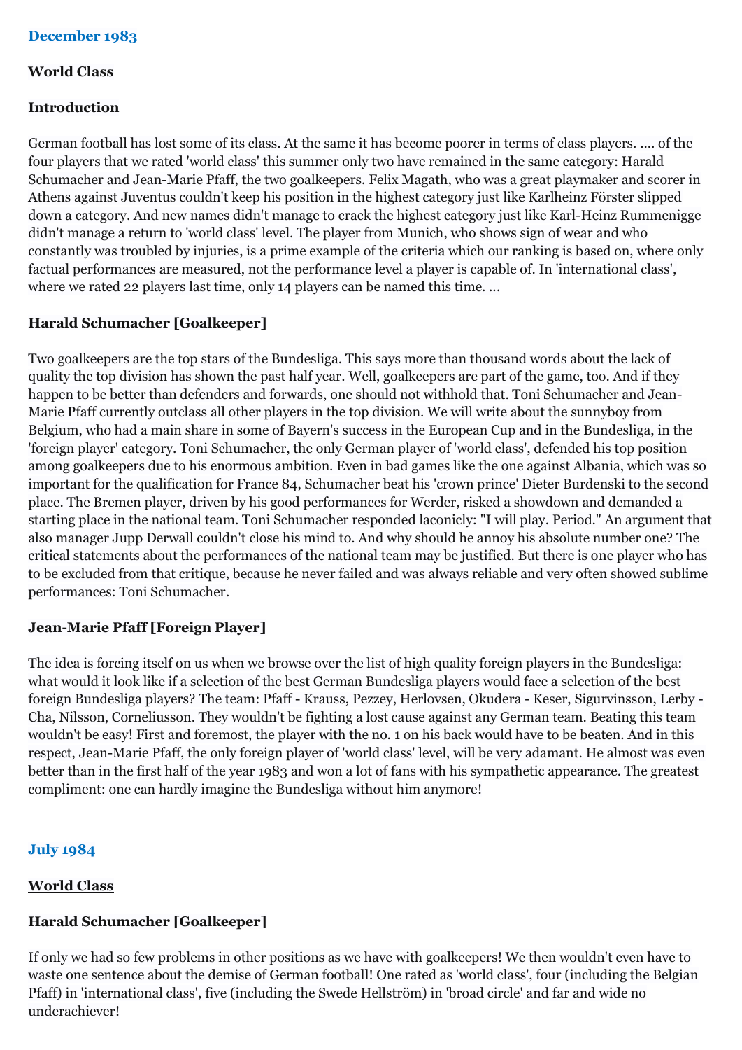## December 1983

### World Class

#### Introduction

German football has lost some of its class. At the same it has become poorer in terms of class players. .... of the four players that we rated 'world class' this summer only two have remained in the same category: Harald Schumacher and Jean-Marie Pfaff, the two goalkeepers. Felix Magath, who was a great playmaker and scorer in Athens against Juventus couldn't keep his position in the highest category just like Karlheinz Förster slipped down a category. And new names didn't manage to crack the highest category just like Karl-Heinz Rummenigge didn't manage a return to 'world class' level. The player from Munich, who shows sign of wear and who constantly was troubled by injuries, is a prime example of the criteria which our ranking is based on, where only factual performances are measured, not the performance level a player is capable of. In 'international class', where we rated 22 players last time, only 14 players can be named this time. ...

#### Harald Schumacher [Goalkeeper]

Two goalkeepers are the top stars of the Bundesliga. This says more than thousand words about the lack of quality the top division has shown the past half year. Well, goalkeepers are part of the game, too. And if they happen to be better than defenders and forwards, one should not withhold that. Toni Schumacher and Jean-Marie Pfaff currently outclass all other players in the top division. We will write about the sunnyboy from Belgium, who had a main share in some of Bayern's success in the European Cup and in the Bundesliga, in the 'foreign player' category. Toni Schumacher, the only German player of 'world class', defended his top position among goalkeepers due to his enormous ambition. Even in bad games like the one against Albania, which was so important for the qualification for France 84, Schumacher beat his 'crown prince' Dieter Burdenski to the second place. The Bremen player, driven by his good performances for Werder, risked a showdown and demanded a starting place in the national team. Toni Schumacher responded laconicly: "I will play. Period." An argument that also manager Jupp Derwall couldn't close his mind to. And why should he annoy his absolute number one? The critical statements about the performances of the national team may be justified. But there is one player who has to be excluded from that critique, because he never failed and was always reliable and very often showed sublime performances: Toni Schumacher.

#### Jean-Marie Pfaff [Foreign Player]

The idea is forcing itself on us when we browse over the list of high quality foreign players in the Bundesliga: what would it look like if a selection of the best German Bundesliga players would face a selection of the best foreign Bundesliga players? The team: Pfaff - Krauss, Pezzey, Herlovsen, Okudera - Keser, Sigurvinsson, Lerby - Cha, Nilsson, Corneliusson. They wouldn't be fighting a lost cause against any German team. Beating this team wouldn't be easy! First and foremost, the player with the no. 1 on his back would have to be beaten. And in this respect, Jean-Marie Pfaff, the only foreign player of 'world class' level, will be very adamant. He almost was even better than in the first half of the year 1983 and won a lot of fans with his sympathetic appearance. The greatest compliment: one can hardly imagine the Bundesliga without him anymore!

## July 1984

### World Class

#### Harald Schumacher [Goalkeeper]

If only we had so few problems in other positions as we have with goalkeepers! We then wouldn't even have to waste one sentence about the demise of German football! One rated as 'world class', four (including the Belgian Pfaff) in 'international class', five (including the Swede Hellström) in 'broad circle' and far and wide no underachiever!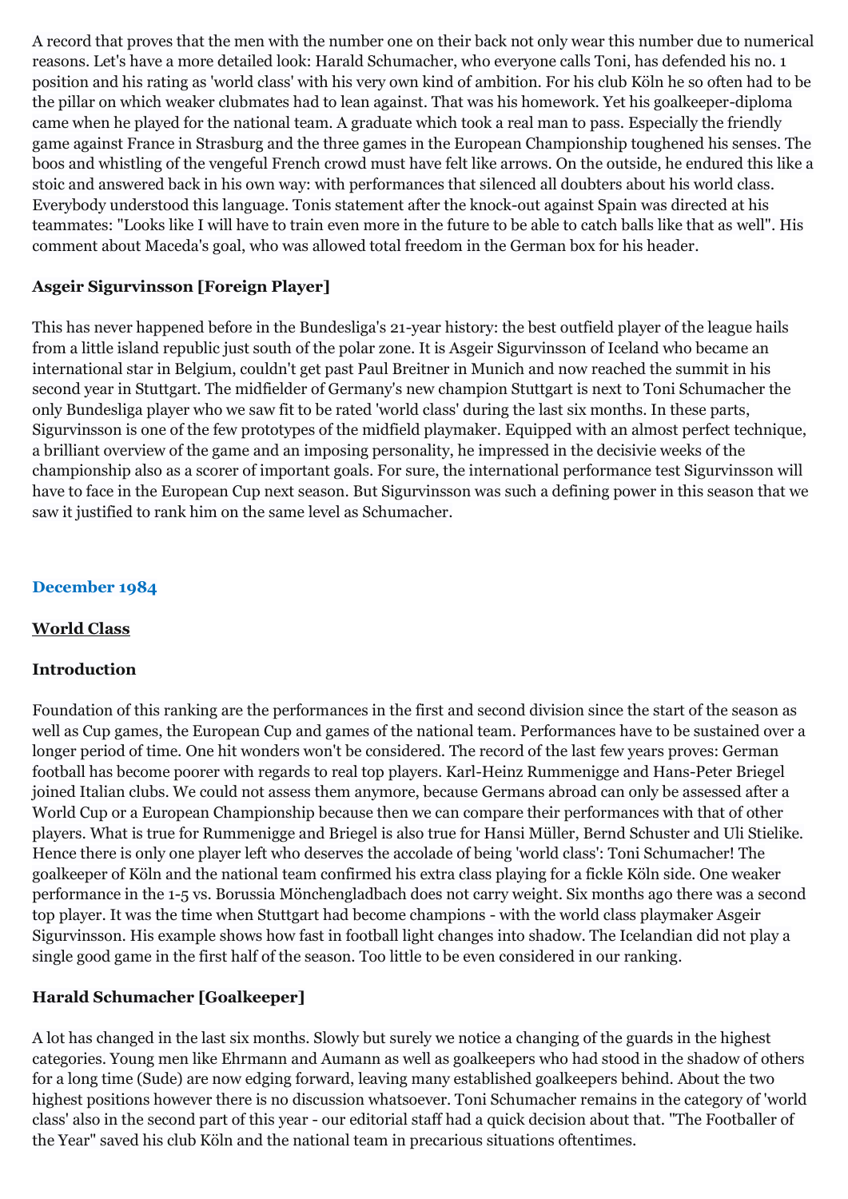A record that proves that the men with the number one on their back not only wear this number due to numerical reasons. Let's have a more detailed look: Harald Schumacher, who everyone calls Toni, has defended his no. 1 position and his rating as 'world class' with his very own kind of ambition. For his club Köln he so often had to be the pillar on which weaker clubmates had to lean against. That was his homework. Yet his goalkeeper-diploma came when he played for the national team. A graduate which took a real man to pass. Especially the friendly game against France in Strasburg and the three games in the European Championship toughened his senses. The boos and whistling of the vengeful French crowd must have felt like arrows. On the outside, he endured this like a stoic and answered back in his own way: with performances that silenced all doubters about his world class. Everybody understood this language. Tonis statement after the knock-out against Spain was directed at his teammates: "Looks like I will have to train even more in the future to be able to catch balls like that as well". His comment about Maceda's goal, who was allowed total freedom in the German box for his header.

**Asgeir Sigurvinsson [Foreign Player]**

This has never happened before in the Bundesliga's 21-year history: the best outfield player of the league hails from a little island republic just south of the polar zone. It is Asgeir Sigurvinsson of Iceland who became an international star in Belgium, couldn't get past Paul Breitner in Munich and now reached the summit in his second year in Stuttgart. The midfielder of Germany's new champion Stuttgart is next to Toni Schumacher the only Bundesliga player who we saw fit to be rated 'world class' during the last six months. In these parts, Sigurvinsson is one of the few prototypes of the midfield playmaker. Equipped with an almost perfect technique, a brilliant overview of the game and an imposing personality, he impressed in the decisivie weeks of the championship also as a scorer of important goals. For sure, the international performance test Sigurvinsson will have to face in the European Cup next season. But Sigurvinsson was such a defining power in this season that we saw it justified to rank him on the same level as Schumacher.

## December 1984

**<u>World Class</u>**

**Introduction**

Foundation of this ranking are the performances in the first and second division since the start of the season as well as Cup games, the European Cup and games of the national team. Performances have to be sustained over a longer period of time. One hit wonders won't be considered. The record of the last few years proves: German football has become poorer with regards to real top players. Karl-Heinz Rummenigge and Hans-Peter Briegel joined Italian clubs. We could not assess them anymore, because Germans abroad can only be assessed after a World Cup or a European Championship because then we can compare their performances with that of other players. What is true for Rummenigge and Briegel is also true for Hansi Müller, Bernd Schuster and Uli Stielike. Hence there is only one player left who deserves the accolade of being 'world class': Toni Schumacher! The goalkeeper of Köln and the national team confirmed his extra class playing for a fickle Köln side. One weaker performance in the 1-5 vs. Borussia Mönchengladbach does not carry weight. Six months ago there was a second top player. It was the time when Stuttgart had become champions - with the world class playmaker Asgeir Sigurvinsson. His example shows how fast in football light changes into shadow. The Icelandian did not play a single good game in the first half of the season. Too little to be even considered in our ranking.

**Harald Schumacher [Goalkeeper]**

A lot has changed in the last six months. Slowly but surely we notice a changing of the guards in the highest categories. Young men like Ehrmann and Aumann as well as goalkeepers who had stood in the shadow of others for a long time (Sude) are now edging forward, leaving many established goalkeepers behind. About the two highest positions however there is no discussion whatsoever. Toni Schumacher remains in the category of 'world class' also in the second part of this year - our editorial staff had a quick decision about that. "The Footballer of the Year" saved his club Köln and the national team in precarious situations oftentimes.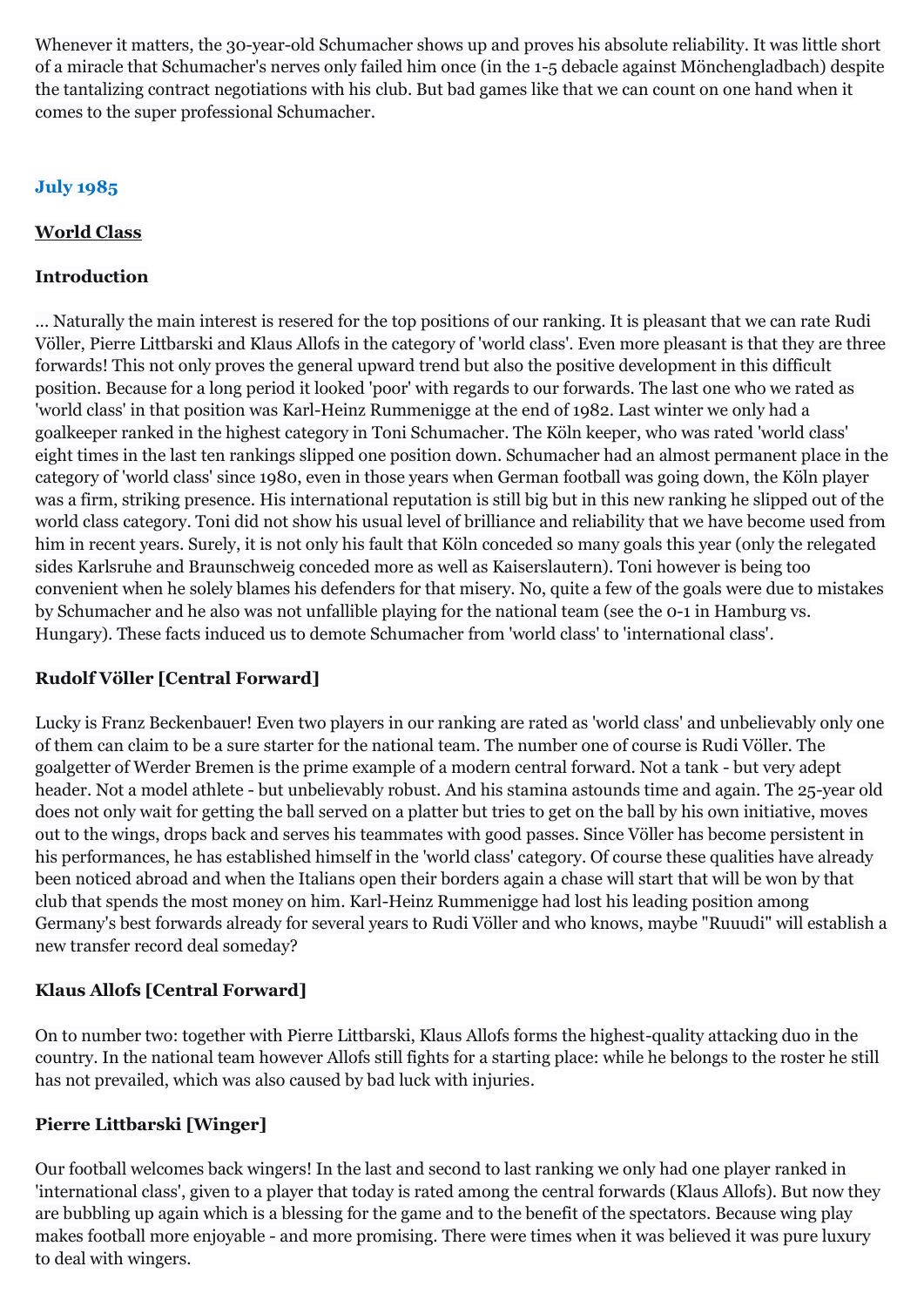Whenever it matters, the 30-year-old Schumacher shows up and proves his absolute reliability. It was little short of a miracle that Schumacher's nerves only failed him once (in the 1-5 debacle against Mönchengladbach) despite the tantalizing contract negotiations with his club. But bad games like that we can count on one hand when it comes to the super professional Schumacher.

### July 1985

**World Class**

#### Introduction

... Naturally the main interest is resered for the top positions of our ranking. It is pleasant that we can rate Rudi Völler, Pierre Littbarski and Klaus Allofs in the category of 'world class'. Even more pleasant is that they are three forwards! This not only proves the general upward trend but also the positive development in this difficult position. Because for a long period it looked 'poor' with regards to our forwards. The last one who we rated as 'world class' in that position was Karl-Heinz Rummenigge at the end of 1982. Last winter we only had a goalkeeper ranked in the highest category in Toni Schumacher. The Köln keeper, who was rated 'world class' eight times in the last ten rankings slipped one position down. Schumacher had an almost permanent place in the category of 'world class' since 1980, even in those years when German football was going down, the Köln player was a firm, striking presence. His international reputation is still big but in this new ranking he slipped out of the world class category. Toni did not show his usual level of brilliance and reliability that we have become used from him in recent years. Surely, it is not only his fault that Köln conceded so many goals this year (only the relegated sides Karlsruhe and Braunschweig conceded more as well as Kaiserslautern). Toni however is being too convenient when he solely blames his defenders for that misery. No, quite a few of the goals were due to mistakes by Schumacher and he also was not unfallible playing for the national team (see the 0-1 in Hamburg vs. Hungary). These facts induced us to demote Schumacher from 'world class' to 'international class'.

#### Rudolf Völler [Central Forward]

Lucky is Franz Beckenbauer! Even two players in our ranking are rated as 'world class' and unbelievably only one of them can claim to be a sure starter for the national team. The number one of course is Rudi Völler. The goalgetter of Werder Bremen is the prime example of a modern central forward. Not a tank - but very adept header. Not a model athlete - but unbelievably robust. And his stamina astounds time and again. The 25-year old does not only wait for getting the ball served on a platter but tries to get on the ball by his own initiative, moves out to the wings, drops back and serves his teammates with good passes. Since Völler has become persistent in his performances, he has established himself in the 'world class' category. Of course these qualities have already been noticed abroad and when the Italians open their borders again a chase will start that will be won by that club that spends the most money on him. Karl-Heinz Rummenigge had lost his leading position among Germany's best forwards already for several years to Rudi Völler and who knows, maybe "Ruuudi" will establish a new transfer record deal someday?

#### Klaus Allofs [Central Forward]

On to number two: together with Pierre Littbarski, Klaus Allofs forms the highest-quality attacking duo in the country. In the national team however Allofs still fights for a starting place: while he belongs to the roster he still has not prevailed, which was also caused by bad luck with injuries.

#### Pierre Littbarski [Winger]

Our football welcomes back wingers! In the last and second to last ranking we only had one player ranked in 'international class', given to a player that today is rated among the central forwards (Klaus Allofs). But now they are bubbling up again which is a blessing for the game and to the benefit of the spectators. Because wing play makes football more enjoyable - and more promising. There were times when it was believed it was pure luxury to deal with wingers.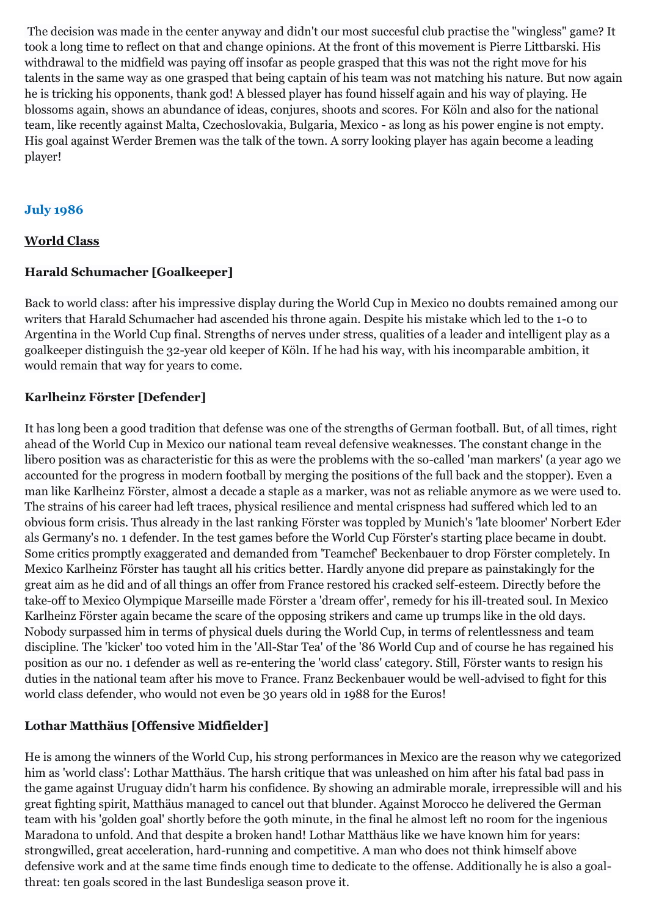The decision was made in the center anyway and didn't our most succesful club practise the "wingless" game? It took a long time to reflect on that and change opinions. At the front of this movement is Pierre Littbarski. His withdrawal to the midfield was paying off insofar as people grasped that this was not the right move for his talents in the same way as one grasped that being captain of his team was not matching his nature. But now again he is tricking his opponents, thank god! A blessed player has found hisself again and his way of playing. He blossoms again, shows an abundance of ideas, conjures, shoots and scores. For Köln and also for the national team, like recently against Malta, Czechoslovakia, Bulgaria, Mexico - as long as his power engine is not empty. His goal against Werder Bremen was the talk of the town. A sorry looking player has again become a leading player!

## July 1986

### World Class

#### Harald Schumacher [Goalkeeper]

Back to world class: after his impressive display during the World Cup in Mexico no doubts remained among our writers that Harald Schumacher had ascended his throne again. Despite his mistake which led to the 1-0 to Argentina in the World Cup final. Strengths of nerves under stress, qualities of a leader and intelligent play as a goalkeeper distinguish the 32-year old keeper of Köln. If he had his way, with his incomparable ambition, it would remain that way for years to come.

#### Karlheinz Förster [Defender]

It has long been a good tradition that defense was one of the strengths of German football. But, of all times, right ahead of the World Cup in Mexico our national team reveal defensive weaknesses. The constant change in the libero position was as characteristic for this as were the problems with the so-called 'man markers' (a year ago we accounted for the progress in modern football by merging the positions of the full back and the stopper). Even a man like Karlheinz Förster, almost a decade a staple as a marker, was not as reliable anymore as we were used to. The strains of his career had left traces, physical resilience and mental crispness had suffered which led to an obvious form crisis. Thus already in the last ranking Förster was toppled by Munich's 'late bloomer' Norbert Eder als Germany's no. 1 defender. In the test games before the World Cup Förster's starting place became in doubt. Some critics promptly exaggerated and demanded from 'Teamchef' Beckenbauer to drop Förster completely. In Mexico Karlheinz Förster has taught all his critics better. Hardly anyone did prepare as painstakingly for the great aim as he did and of all things an offer from France restored his cracked self-esteem. Directly before the take-off to Mexico Olympique Marseille made Förster a 'dream offer', remedy for his ill-treated soul. In Mexico Karlheinz Förster again became the scare of the opposing strikers and came up trumps like in the old days. Nobody surpassed him in terms of physical duels during the World Cup, in terms of relentlessness and team discipline. The 'kicker' too voted him in the 'All-Star Tea' of the '86 World Cup and of course he has regained his position as our no. 1 defender as well as re-entering the 'world class' category. Still, Förster wants to resign his duties in the national team after his move to France. Franz Beckenbauer would be well-advised to fight for this world class defender, who would not even be 30 years old in 1988 for the Euros!

#### Lothar Matthäus [Offensive Midfielder]

He is among the winners of the World Cup, his strong performances in Mexico are the reason why we categorized him as 'world class': Lothar Matthäus. The harsh critique that was unleashed on him after his fatal bad pass in the game against Uruguay didn't harm his confidence. By showing an admirable morale, irrepressible will and his great fighting spirit, Matthäus managed to cancel out that blunder. Against Morocco he delivered the German team with his 'golden goal' shortly before the 90th minute, in the final he almost left no room for the ingenious Maradona to unfold. And that despite a broken hand! Lothar Matthäus like we have known him for years: strongwilled, great acceleration, hard-running and competitive. A man who does not think himself above defensive work and at the same time finds enough time to dedicate to the offense. Additionally he is also a goal-threat: ten goals scored in the last Bundesliga season prove it.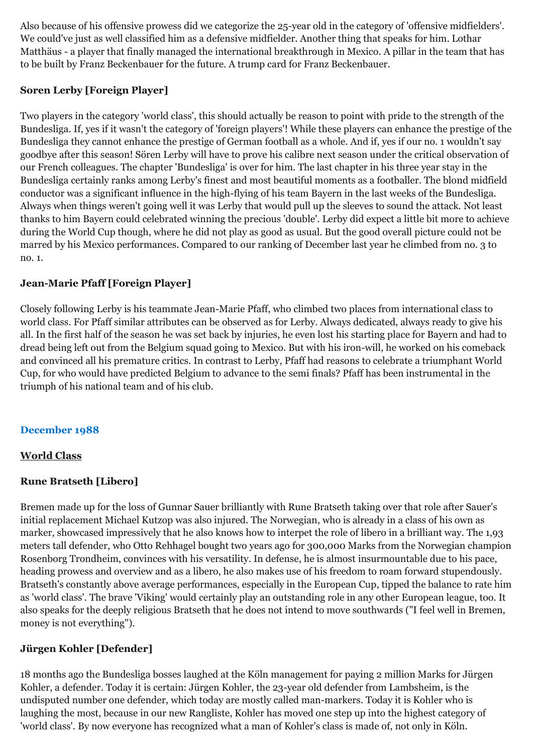Also because of his offensive prowess did we categorize the 25-year old in the category of 'offensive midfielders'. We could've just as well classified him as a defensive midfielder. Another thing that speaks for him. Lothar Matthäus - a player that finally managed the international breakthrough in Mexico. A pillar in the team that has to be built by Franz Beckenbauer for the future. A trump card for Franz Beckenbauer.

**Soren Lerby [Foreign Player]**

Two players in the category 'world class', this should actually be reason to point with pride to the strength of the Bundesliga. If, yes if it wasn't the category of 'foreign players'! While these players can enhance the prestige of the Bundesliga they cannot enhance the prestige of German football as a whole. And if, yes if our no. 1 wouldn't say goodbye after this season! Sören Lerby will have to prove his calibre next season under the critical observation of our French colleagues. The chapter 'Bundesliga' is over for him. The last chapter in his three year stay in the Bundesliga certainly ranks among Lerby's finest and most beautiful moments as a footballer. The blond midfield conductor was a significant influence in the high-flying of his team Bayern in the last weeks of the Bundesliga. Always when things weren't going well it was Lerby that would pull up the sleeves to sound the attack. Not least thanks to him Bayern could celebrated winning the precious 'double'. Lerby did expect a little bit more to achieve during the World Cup though, where he did not play as good as usual. But the good overall picture could not be marred by his Mexico performances. Compared to our ranking of December last year he climbed from no. 3 to no. 1.

**Jean-Marie Pfaff [Foreign Player]**

Closely following Lerby is his teammate Jean-Marie Pfaff, who climbed two places from international class to world class. For Pfaff similar attributes can be observed as for Lerby. Always dedicated, always ready to give his all. In the first half of the season he was set back by injuries, he even lost his starting place for Bayern and had to dread being left out from the Belgium squad going to Mexico. But with his iron-will, he worked on his comeback and convinced all his premature critics. In contrast to Lerby, Pfaff had reasons to celebrate a triumphant World Cup, for who would have predicted Belgium to advance to the semi finals? Pfaff has been instrumental in the triumph of his national team and of his club.

## December 1988

### World Class

**Rune Bratseth [Libero]**

Bremen made up for the loss of Gunnar Sauer brilliantly with Rune Bratseth taking over that role after Sauer's initial replacement Michael Kutzop was also injured. The Norwegian, who is already in a class of his own as marker, showcased impressively that he also knows how to interpet the role of libero in a brilliant way. The 1,93 meters tall defender, who Otto Rehhagel bought two years ago for 300,000 Marks from the Norwegian champion Rosenborg Trondheim, convinces with his versatility. In defense, he is almost insurmountable due to his pace, heading prowess and overview and as a libero, he also makes use of his freedom to roam forward stupendously. Bratseth's constantly above average performances, especially in the European Cup, tipped the balance to rate him as 'world class'. The brave 'Viking' would certainly play an outstanding role in any other European league, too. It also speaks for the deeply religious Bratseth that he does not intend to move southwards ("I feel well in Bremen, money is not everything").

**Jürgen Kohler [Defender]**

18 months ago the Bundesliga bosses laughed at the Köln management for paying 2 million Marks for Jürgen Kohler, a defender. Today it is certain: Jürgen Kohler, the 23-year old defender from Lambsheim, is the undisputed number one defender, which today are mostly called man-markers. Today it is Kohler who is laughing the most, because in our new Rangliste, Kohler has moved one step up into the highest category of 'world class'. By now everyone has recognized what a man of Kohler's class is made of, not only in Köln.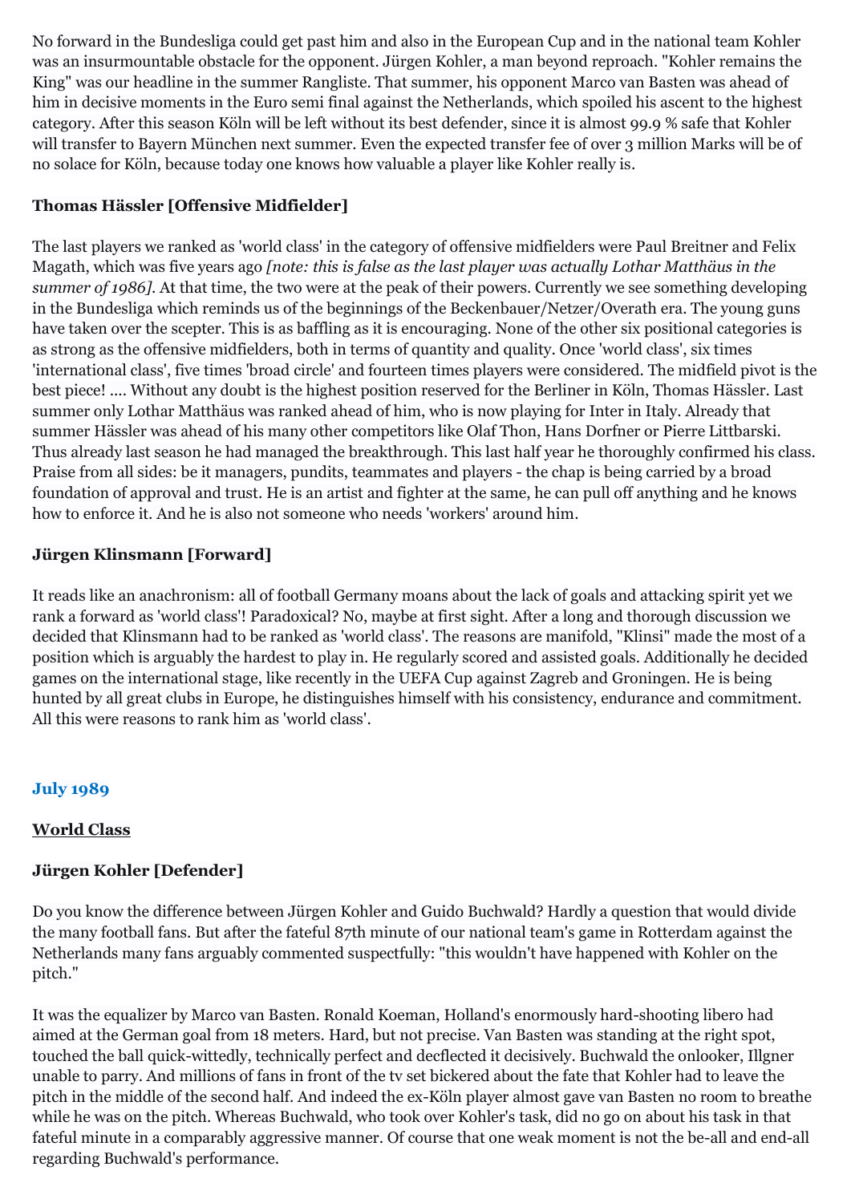No forward in the Bundesliga could get past him and also in the European Cup and in the national team Kohler was an insurmountable obstacle for the opponent. Jürgen Kohler, a man beyond reproach. "Kohler remains the King" was our headline in the summer Rangliste. That summer, his opponent Marco van Basten was ahead of him in decisive moments in the Euro semi final against the Netherlands, which spoiled his ascent to the highest category. After this season Köln will be left without its best defender, since it is almost 99.9 % safe that Kohler will transfer to Bayern München next summer. Even the expected transfer fee of over 3 million Marks will be of no solace for Köln, because today one knows how valuable a player like Kohler really is.

**Thomas Hässler [Offensive Midfielder]**

The last players we ranked as 'world class' in the category of offensive midfielders were Paul Breitner and Felix Magath, which was five years ago *[note: this is false as the last player was actually Lothar Matthäus in the summer of 1986]*. At that time, the two were at the peak of their powers. Currently we see something developing in the Bundesliga which reminds us of the beginnings of the Beckenbauer/Netzer/Overath era. The young guns have taken over the scepter. This is as baffling as it is encouraging. None of the other six positional categories is as strong as the offensive midfielders, both in terms of quantity and quality. Once 'world class', six times 'international class', five times 'broad circle' and fourteen times players were considered. The midfield pivot is the best piece! .... Without any doubt is the highest position reserved for the Berliner in Köln, Thomas Hässler. Last summer only Lothar Matthäus was ranked ahead of him, who is now playing for Inter in Italy. Already that summer Hässler was ahead of his many other competitors like Olaf Thon, Hans Dorfner or Pierre Littbarski. Thus already last season he had managed the breakthrough. This last half year he thoroughly confirmed his class. Praise from all sides: be it managers, pundits, teammates and players - the chap is being carried by a broad foundation of approval and trust. He is an artist and fighter at the same, he can pull off anything and he knows how to enforce it. And he is also not someone who needs 'workers' around him.

**Jürgen Klinsmann [Forward]**

It reads like an anachronism: all of football Germany moans about the lack of goals and attacking spirit yet we rank a forward as 'world class'! Paradoxical? No, maybe at first sight. After a long and thorough discussion we decided that Klinsmann had to be ranked as 'world class'. The reasons are manifold, "Klinsi" made the most of a position which is arguably the hardest to play in. He regularly scored and assisted goals. Additionally he decided games on the international stage, like recently in the UEFA Cup against Zagreb and Groningen. He is being hunted by all great clubs in Europe, he distinguishes himself with his consistency, endurance and commitment. All this were reasons to rank him as 'world class'.

## July 1989

**<u>World Class</u>**

**Jürgen Kohler [Defender]**

Do you know the difference between Jürgen Kohler and Guido Buchwald? Hardly a question that would divide the many football fans. But after the fateful 87th minute of our national team's game in Rotterdam against the Netherlands many fans arguably commented suspectfully: "this wouldn't have happened with Kohler on the pitch."

It was the equalizer by Marco van Basten. Ronald Koeman, Holland's enormously hard-shooting libero had aimed at the German goal from 18 meters. Hard, but not precise. Van Basten was standing at the right spot, touched the ball quick-wittedly, technically perfect and decflected it decisively. Buchwald the onlooker, Illgner unable to parry. And millions of fans in front of the tv set bickered about the fate that Kohler had to leave the pitch in the middle of the second half. And indeed the ex-Köln player almost gave van Basten no room to breathe while he was on the pitch. Whereas Buchwald, who took over Kohler's task, did no go on about his task in that fateful minute in a comparably aggressive manner. Of course that one weak moment is not the be-all and end-all regarding Buchwald's performance.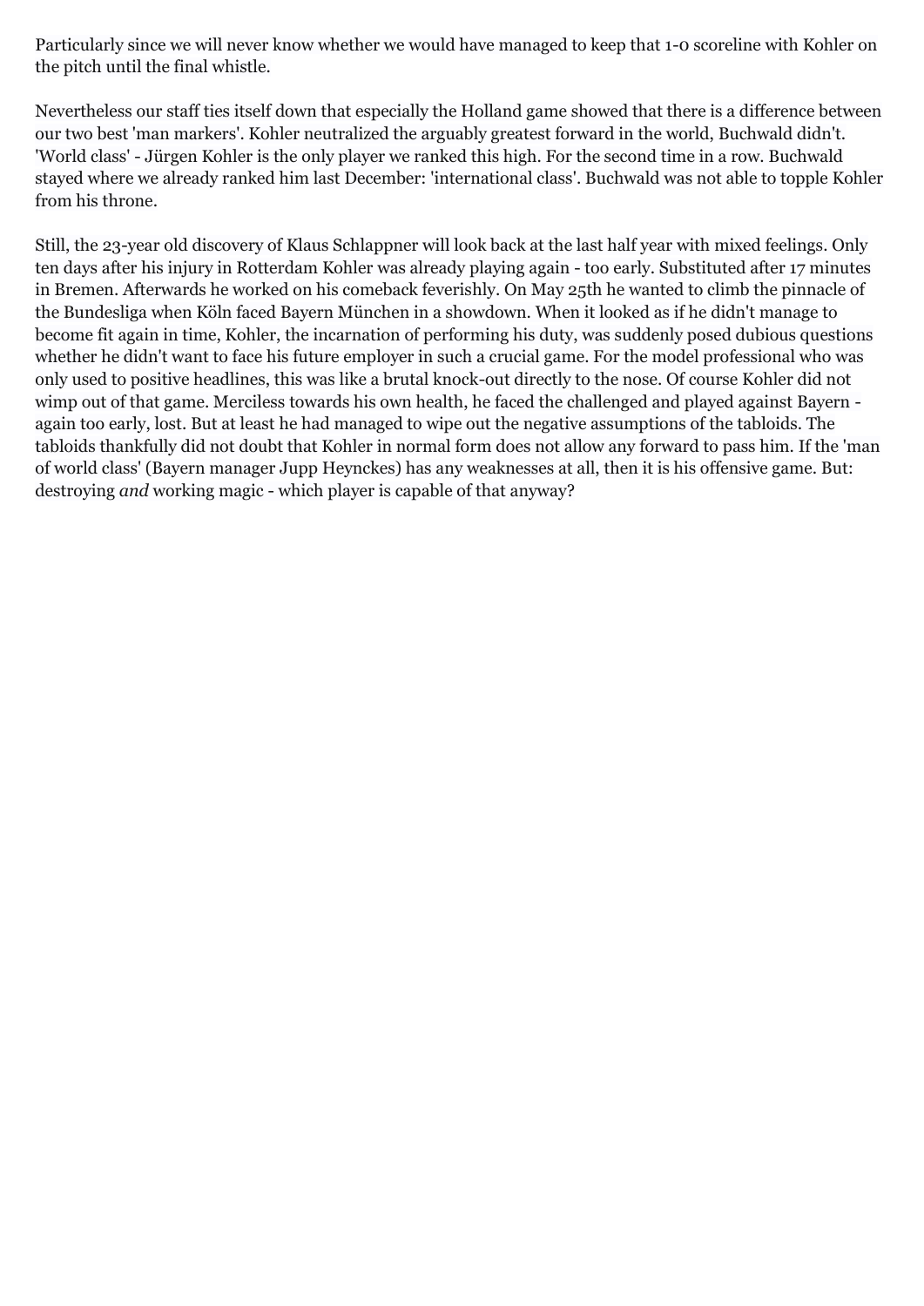Particularly since we will never know whether we would have managed to keep that 1-0 scoreline with Kohler on the pitch until the final whistle.

Nevertheless our staff ties itself down that especially the Holland game showed that there is a difference between our two best 'man markers'. Kohler neutralized the arguably greatest forward in the world, Buchwald didn't. 'World class' - Jürgen Kohler is the only player we ranked this high. For the second time in a row. Buchwald stayed where we already ranked him last December: 'international class'. Buchwald was not able to topple Kohler from his throne.

Still, the 23-year old discovery of Klaus Schlappner will look back at the last half year with mixed feelings. Only ten days after his injury in Rotterdam Kohler was already playing again - too early. Substituted after 17 minutes in Bremen. Afterwards he worked on his comeback feverishly. On May 25th he wanted to climb the pinnacle of the Bundesliga when Köln faced Bayern München in a showdown. When it looked as if he didn't manage to become fit again in time, Kohler, the incarnation of performing his duty, was suddenly posed dubious questions whether he didn't want to face his future employer in such a crucial game. For the model professional who was only used to positive headlines, this was like a brutal knock-out directly to the nose. Of course Kohler did not wimp out of that game. Merciless towards his own health, he faced the challenged and played against Bayern - again too early, lost. But at least he had managed to wipe out the negative assumptions of the tabloids. The tabloids thankfully did not doubt that Kohler in normal form does not allow any forward to pass him. If the 'man of world class' (Bayern manager Jupp Heynckes) has any weaknesses at all, then it is his offensive game. But: destroying *and* working magic - which player is capable of that anyway?